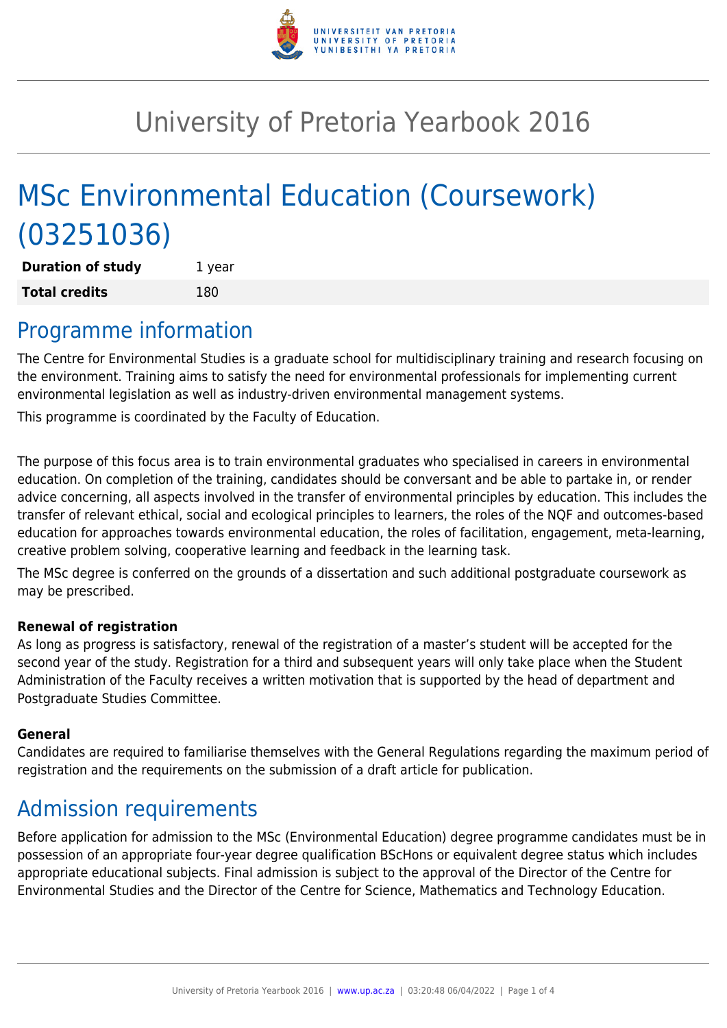# University of Pretoria Yearbook 2016

# MSc Environmental Education (Coursework) (03251036)

| **Duration of study** | 1 year |
| --- | --- |
| **Total credits** | 180 |

## Programme information

The Centre for Environmental Studies is a graduate school for multidisciplinary training and research focusing on the environment. Training aims to satisfy the need for environmental professionals for implementing current environmental legislation as well as industry-driven environmental management systems.

This programme is coordinated by the Faculty of Education.

The purpose of this focus area is to train environmental graduates who specialised in careers in environmental education. On completion of the training, candidates should be conversant and be able to partake in, or render advice concerning, all aspects involved in the transfer of environmental principles by education. This includes the transfer of relevant ethical, social and ecological principles to learners, the roles of the NQF and outcomes-based education for approaches towards environmental education, the roles of facilitation, engagement, meta-learning, creative problem solving, cooperative learning and feedback in the learning task.

The MSc degree is conferred on the grounds of a dissertation and such additional postgraduate coursework as may be prescribed.

**Renewal of registration**
As long as progress is satisfactory, renewal of the registration of a master's student will be accepted for the second year of the study. Registration for a third and subsequent years will only take place when the Student Administration of the Faculty receives a written motivation that is supported by the head of department and Postgraduate Studies Committee.

**General**
Candidates are required to familiarise themselves with the General Regulations regarding the maximum period of registration and the requirements on the submission of a draft article for publication.

## Admission requirements

Before application for admission to the MSc (Environmental Education) degree programme candidates must be in possession of an appropriate four-year degree qualification BScHons or equivalent degree status which includes appropriate educational subjects. Final admission is subject to the approval of the Director of the Centre for Environmental Studies and the Director of the Centre for Science, Mathematics and Technology Education.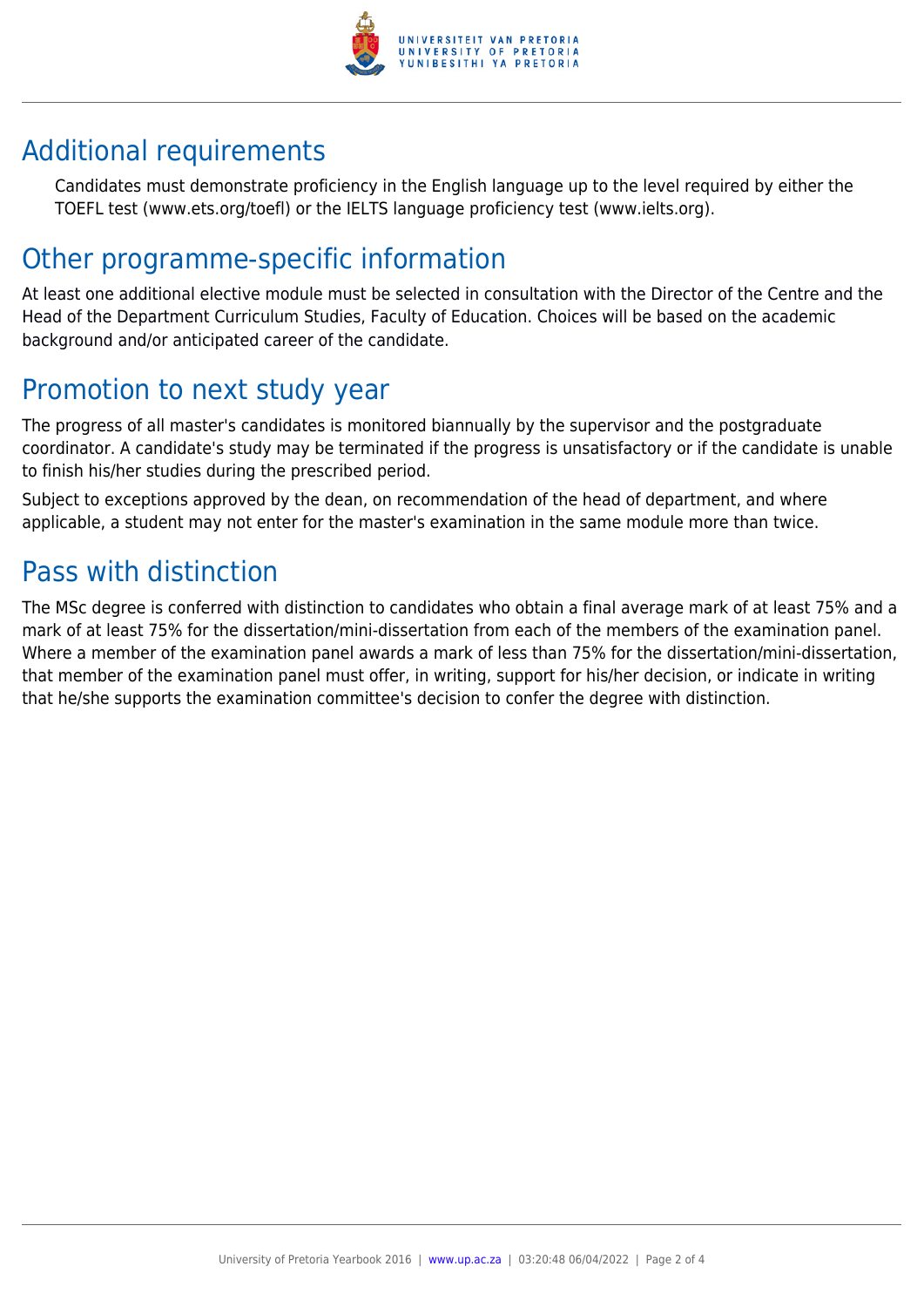## Additional requirements

Candidates must demonstrate proficiency in the English language up to the level required by either the TOEFL test (www.ets.org/toefl) or the IELTS language proficiency test (www.ielts.org).

## Other programme-specific information

At least one additional elective module must be selected in consultation with the Director of the Centre and the Head of the Department Curriculum Studies, Faculty of Education. Choices will be based on the academic background and/or anticipated career of the candidate.

## Promotion to next study year

The progress of all master's candidates is monitored biannually by the supervisor and the postgraduate coordinator. A candidate's study may be terminated if the progress is unsatisfactory or if the candidate is unable to finish his/her studies during the prescribed period.

Subject to exceptions approved by the dean, on recommendation of the head of department, and where applicable, a student may not enter for the master's examination in the same module more than twice.

## Pass with distinction

The MSc degree is conferred with distinction to candidates who obtain a final average mark of at least 75% and a mark of at least 75% for the dissertation/mini-dissertation from each of the members of the examination panel. Where a member of the examination panel awards a mark of less than 75% for the dissertation/mini-dissertation, that member of the examination panel must offer, in writing, support for his/her decision, or indicate in writing that he/she supports the examination committee's decision to confer the degree with distinction.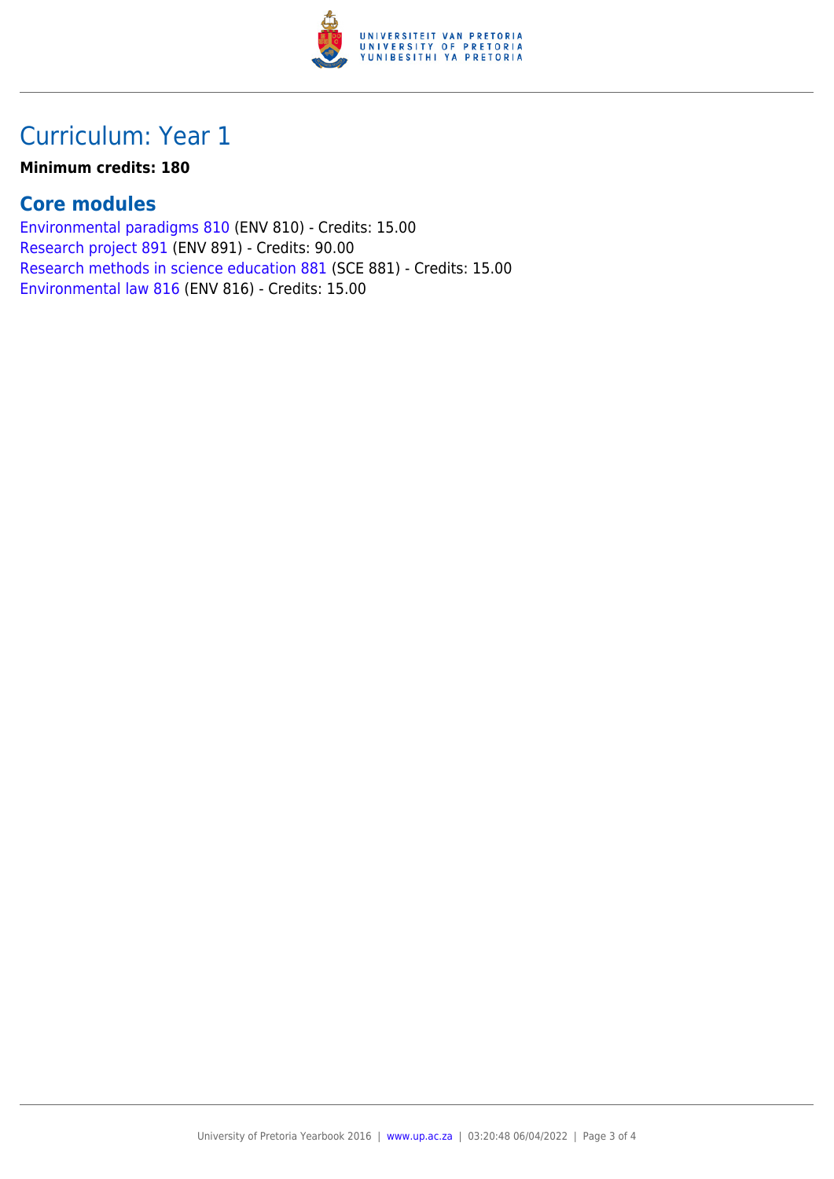## Curriculum: Year 1

**Minimum credits: 180**

### Core modules

Environmental paradigms 810 (ENV 810) - Credits: 15.00
Research project 891 (ENV 891) - Credits: 90.00
Research methods in science education 881 (SCE 881) - Credits: 15.00
Environmental law 816 (ENV 816) - Credits: 15.00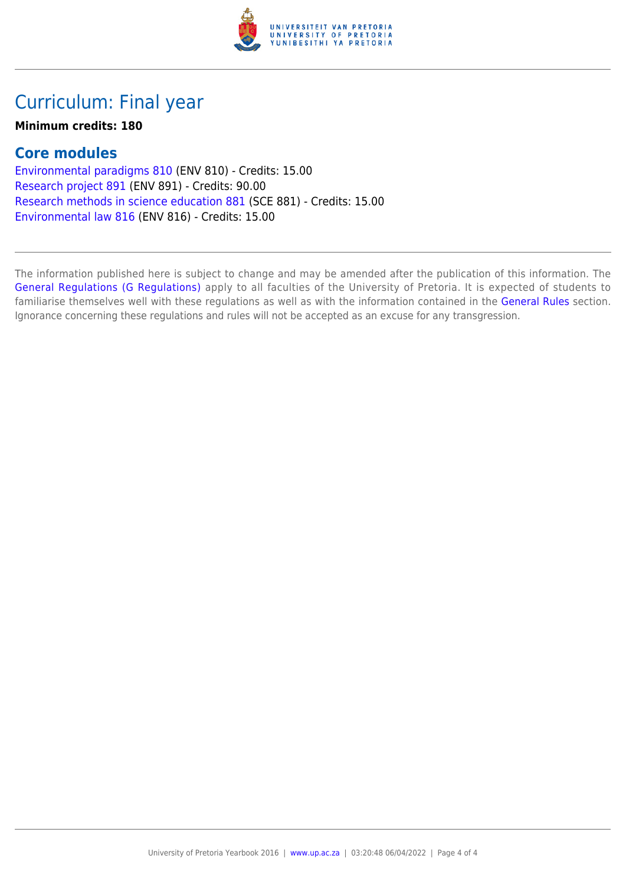## Curriculum: Final year

**Minimum credits: 180**

### Core modules

Environmental paradigms 810 (ENV 810) - Credits: 15.00
Research project 891 (ENV 891) - Credits: 90.00
Research methods in science education 881 (SCE 881) - Credits: 15.00
Environmental law 816 (ENV 816) - Credits: 15.00

---

The information published here is subject to change and may be amended after the publication of this information. The General Regulations (G Regulations) apply to all faculties of the University of Pretoria. It is expected of students to familiarise themselves well with these regulations as well as with the information contained in the General Rules section. Ignorance concerning these regulations and rules will not be accepted as an excuse for any transgression.